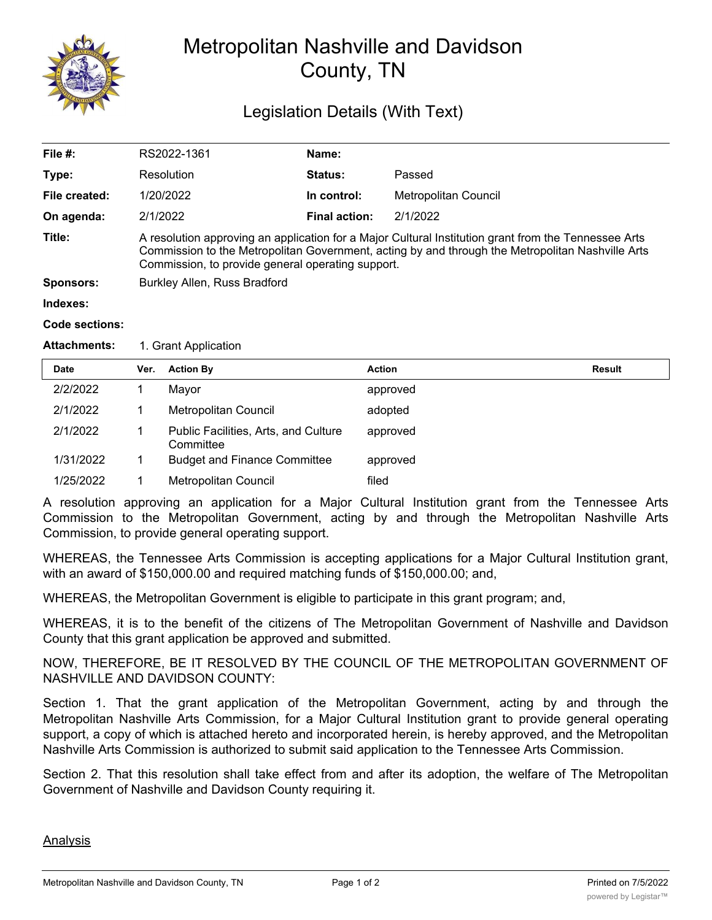# Metropolitan Nashville and Davidson County, TN

## Legislation Details (With Text)

| | | | |
|---|---|---|---|
| **File #:** | RS2022-1361 | **Name:** | |
| **Type:** | Resolution | **Status:** | Passed |
| **File created:** | 1/20/2022 | **In control:** | Metropolitan Council |
| **On agenda:** | 2/1/2022 | **Final action:** | 2/1/2022 |

**Title:** A resolution approving an application for a Major Cultural Institution grant from the Tennessee Arts Commission to the Metropolitan Government, acting by and through the Metropolitan Nashville Arts Commission, to provide general operating support.

**Sponsors:** Burkley Allen, Russ Bradford

**Indexes:**

**Code sections:**

**Attachments:** 1. Grant Application

| Date | Ver. | Action By | Action | Result |
|---|---|---|---|---|
| 2/2/2022 | 1 | Mayor | approved | |
| 2/1/2022 | 1 | Metropolitan Council | adopted | |
| 2/1/2022 | 1 | Public Facilities, Arts, and Culture Committee | approved | |
| 1/31/2022 | 1 | Budget and Finance Committee | approved | |
| 1/25/2022 | 1 | Metropolitan Council | filed | |

A resolution approving an application for a Major Cultural Institution grant from the Tennessee Arts Commission to the Metropolitan Government, acting by and through the Metropolitan Nashville Arts Commission, to provide general operating support.

WHEREAS, the Tennessee Arts Commission is accepting applications for a Major Cultural Institution grant, with an award of $150,000.00 and required matching funds of $150,000.00; and,

WHEREAS, the Metropolitan Government is eligible to participate in this grant program; and,

WHEREAS, it is to the benefit of the citizens of The Metropolitan Government of Nashville and Davidson County that this grant application be approved and submitted.

NOW, THEREFORE, BE IT RESOLVED BY THE COUNCIL OF THE METROPOLITAN GOVERNMENT OF NASHVILLE AND DAVIDSON COUNTY:

Section 1. That the grant application of the Metropolitan Government, acting by and through the Metropolitan Nashville Arts Commission, for a Major Cultural Institution grant to provide general operating support, a copy of which is attached hereto and incorporated herein, is hereby approved, and the Metropolitan Nashville Arts Commission is authorized to submit said application to the Tennessee Arts Commission.

Section 2. That this resolution shall take effect from and after its adoption, the welfare of The Metropolitan Government of Nashville and Davidson County requiring it.

Analysis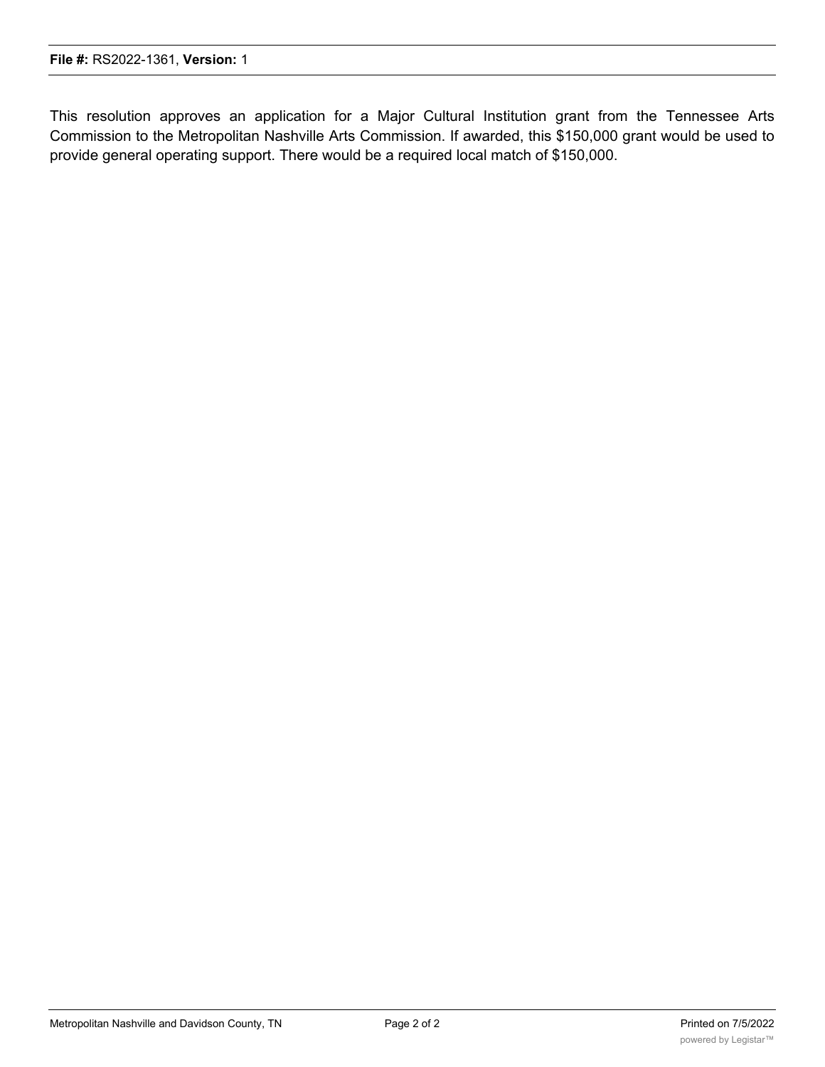**File #:** RS2022-1361, **Version:** 1

This resolution approves an application for a Major Cultural Institution grant from the Tennessee Arts Commission to the Metropolitan Nashville Arts Commission. If awarded, this $150,000 grant would be used to provide general operating support. There would be a required local match of $150,000.